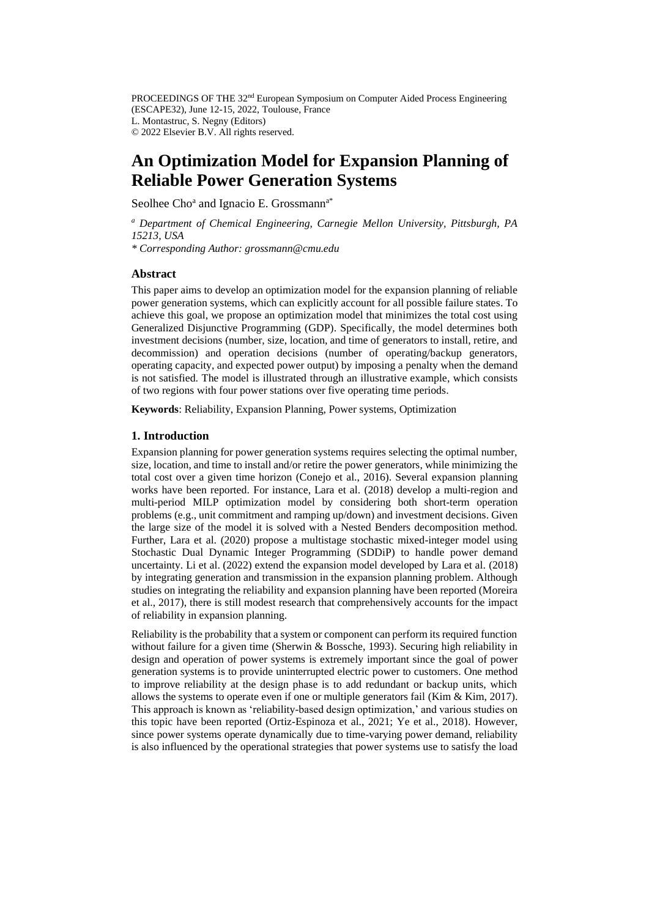PROCEEDINGS OF THE 32nd European Symposium on Computer Aided Process Engineering (ESCAPE32), June 12-15, 2022, Toulouse, France
L. Montastruc, S. Negny (Editors)
© 2022 Elsevier B.V. All rights reserved.

# An Optimization Model for Expansion Planning of Reliable Power Generation Systems

Seolhee Cho[a] and Ignacio E. Grossmann[a*]

*[a] Department of Chemical Engineering, Carnegie Mellon University, Pittsburgh, PA 15213, USA*

*\* Corresponding Author: grossmann@cmu.edu*

## Abstract

This paper aims to develop an optimization model for the expansion planning of reliable power generation systems, which can explicitly account for all possible failure states. To achieve this goal, we propose an optimization model that minimizes the total cost using Generalized Disjunctive Programming (GDP). Specifically, the model determines both investment decisions (number, size, location, and time of generators to install, retire, and decommission) and operation decisions (number of operating/backup generators, operating capacity, and expected power output) by imposing a penalty when the demand is not satisfied. The model is illustrated through an illustrative example, which consists of two regions with four power stations over five operating time periods.

**Keywords**: Reliability, Expansion Planning, Power systems, Optimization

## 1. Introduction

Expansion planning for power generation systems requires selecting the optimal number, size, location, and time to install and/or retire the power generators, while minimizing the total cost over a given time horizon (Conejo et al., 2016). Several expansion planning works have been reported. For instance, Lara et al. (2018) develop a multi-region and multi-period MILP optimization model by considering both short-term operation problems (e.g., unit commitment and ramping up/down) and investment decisions. Given the large size of the model it is solved with a Nested Benders decomposition method. Further, Lara et al. (2020) propose a multistage stochastic mixed-integer model using Stochastic Dual Dynamic Integer Programming (SDDiP) to handle power demand uncertainty. Li et al. (2022) extend the expansion model developed by Lara et al. (2018) by integrating generation and transmission in the expansion planning problem. Although studies on integrating the reliability and expansion planning have been reported (Moreira et al., 2017), there is still modest research that comprehensively accounts for the impact of reliability in expansion planning.

Reliability is the probability that a system or component can perform its required function without failure for a given time (Sherwin & Bossche, 1993). Securing high reliability in design and operation of power systems is extremely important since the goal of power generation systems is to provide uninterrupted electric power to customers. One method to improve reliability at the design phase is to add redundant or backup units, which allows the systems to operate even if one or multiple generators fail (Kim & Kim, 2017). This approach is known as 'reliability-based design optimization,' and various studies on this topic have been reported (Ortiz-Espinoza et al., 2021; Ye et al., 2018). However, since power systems operate dynamically due to time-varying power demand, reliability is also influenced by the operational strategies that power systems use to satisfy the load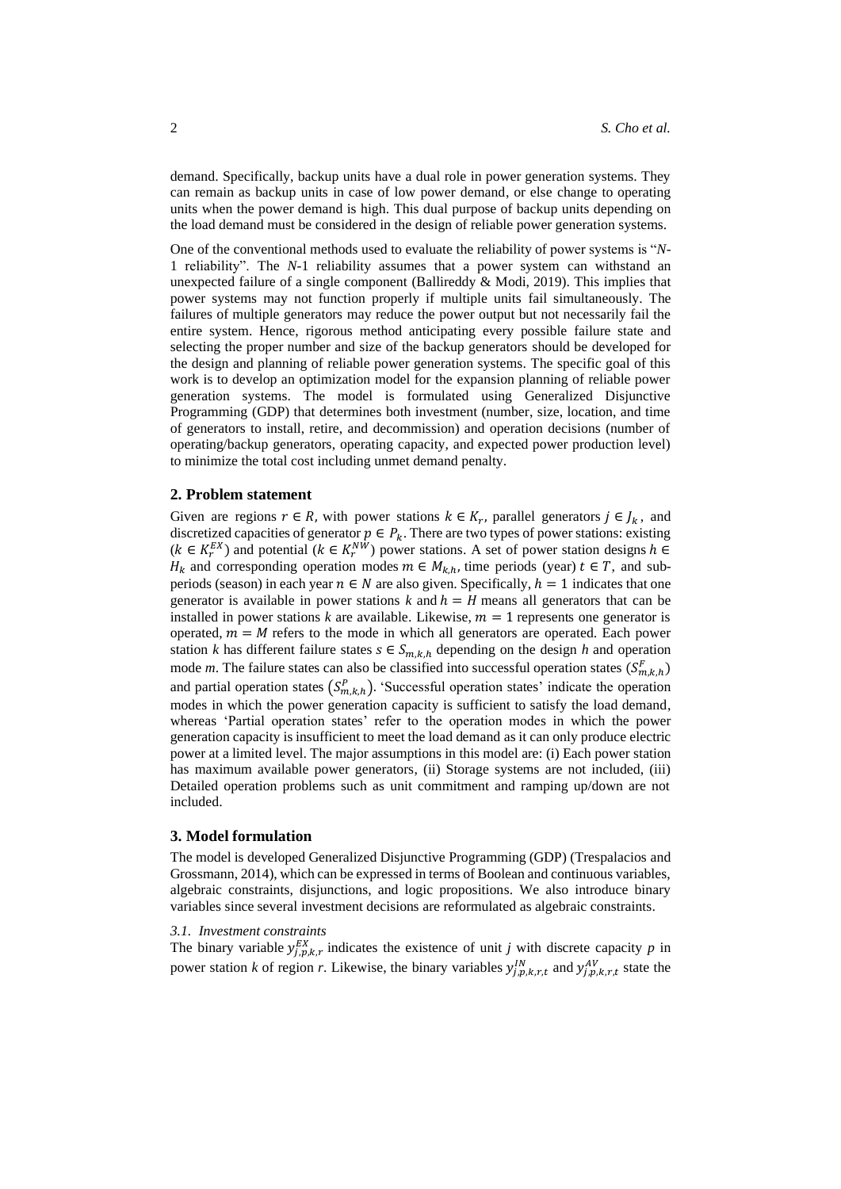demand. Specifically, backup units have a dual role in power generation systems. They can remain as backup units in case of low power demand, or else change to operating units when the power demand is high. This dual purpose of backup units depending on the load demand must be considered in the design of reliable power generation systems.

One of the conventional methods used to evaluate the reliability of power systems is "*N*-1 reliability". The *N*-1 reliability assumes that a power system can withstand an unexpected failure of a single component (Ballireddy & Modi, 2019). This implies that power systems may not function properly if multiple units fail simultaneously. The failures of multiple generators may reduce the power output but not necessarily fail the entire system. Hence, rigorous method anticipating every possible failure state and selecting the proper number and size of the backup generators should be developed for the design and planning of reliable power generation systems. The specific goal of this work is to develop an optimization model for the expansion planning of reliable power generation systems. The model is formulated using Generalized Disjunctive Programming (GDP) that determines both investment (number, size, location, and time of generators to install, retire, and decommission) and operation decisions (number of operating/backup generators, operating capacity, and expected power production level) to minimize the total cost including unmet demand penalty.

## 2. Problem statement

Given are regions $r \in R$, with power stations $k \in K_r$, parallel generators $j \in J_k$, and discretized capacities of generator $p \in P_k$. There are two types of power stations: existing ($k \in K_r^{EX}$) and potential ($k \in K_r^{NW}$) power stations. A set of power station designs $h \in H_k$ and corresponding operation modes $m \in M_{k,h}$, time periods (year) $t \in T$, and sub-periods (season) in each year $n \in N$ are also given. Specifically, $h = 1$ indicates that one generator is available in power stations $k$ and $h = H$ means all generators that can be installed in power stations $k$ are available. Likewise, $m = 1$ represents one generator is operated, $m = M$ refers to the mode in which all generators are operated. Each power station $k$ has different failure states $s \in S_{m,k,h}$ depending on the design $h$ and operation mode $m$. The failure states can also be classified into successful operation states ($S_{m,k,h}^F$) and partial operation states ($S_{m,k,h}^P$). 'Successful operation states' indicate the operation modes in which the power generation capacity is sufficient to satisfy the load demand, whereas 'Partial operation states' refer to the operation modes in which the power generation capacity is insufficient to meet the load demand as it can only produce electric power at a limited level. The major assumptions in this model are: (i) Each power station has maximum available power generators, (ii) Storage systems are not included, (iii) Detailed operation problems such as unit commitment and ramping up/down are not included.

## 3. Model formulation

The model is developed Generalized Disjunctive Programming (GDP) (Trespalacios and Grossmann, 2014), which can be expressed in terms of Boolean and continuous variables, algebraic constraints, disjunctions, and logic propositions. We also introduce binary variables since several investment decisions are reformulated as algebraic constraints.

### *3.1. Investment constraints*

The binary variable $y_{j,p,k,r}^{EX}$ indicates the existence of unit *j* with discrete capacity *p* in power station *k* of region *r*. Likewise, the binary variables $y_{j,p,k,r,t}^{IN}$ and $y_{j,p,k,r,t}^{AV}$ state the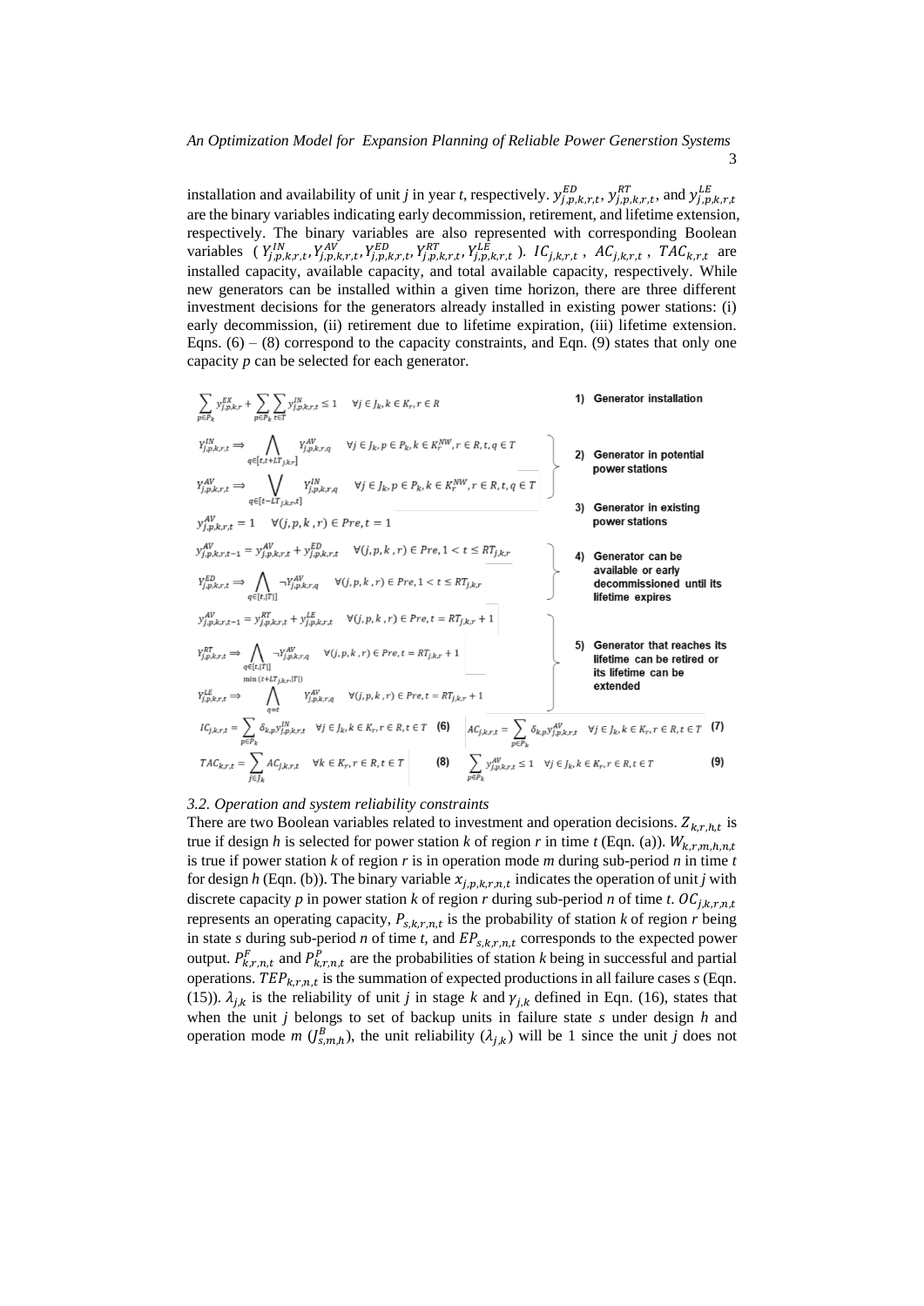installation and availability of unit *j* in year *t*, respectively. $y^{ED}_{j,p,k,r,t}$, $y^{RT}_{j,p,k,r,t}$, and $y^{LE}_{j,p,k,r,t}$ are the binary variables indicating early decommission, retirement, and lifetime extension, respectively. The binary variables are also represented with corresponding Boolean variables ($Y^{IN}_{j,p,k,r,t}, Y^{AV}_{j,p,k,r,t}, Y^{ED}_{j,p,k,r,t}, Y^{RT}_{j,p,k,r,t}, Y^{LE}_{j,p,k,r,t}$). $IC_{j,k,r,t}$, $AC_{j,k,r,t}$, $TAC_{k,r,t}$ are installed capacity, available capacity, and total available capacity, respectively. While new generators can be installed within a given time horizon, there are three different investment decisions for the generators already installed in existing power stations: (i) early decommission, (ii) retirement due to lifetime expiration, (iii) lifetime extension. Eqns. (6) – (8) correspond to the capacity constraints, and Eqn. (9) states that only one capacity *p* can be selected for each generator.

**1) Generator installation**

$$\sum_{p\in P_k} y^{EX}_{j,p,k,r} + \sum_{p\in P_k}\sum_{t\in T} y^{IN}_{j,p,k,r,t} \le 1 \quad \forall j\in J_k, k\in K_r, r\in R$$

**2) Generator in potential power stations**

$$Y^{IN}_{j,p,k,r,t} \Rightarrow \bigwedge_{q\in[t,t+LT_{j,k,r}]} Y^{AV}_{j,p,k,r,q} \quad \forall j\in J_k, p\in P_k, k\in K^{NW}_r, r\in R, t,q\in T$$

$$Y^{AV}_{j,p,k,r,t} \Rightarrow \bigvee_{q\in[t-LT_{j,k,r},t]} Y^{IN}_{j,p,k,r,q} \quad \forall j\in J_k, p\in P_k, k\in K^{NW}_r, r\in R, t,q\in T$$

**3) Generator in existing power stations**

$$y^{AV}_{j,p,k,r,t} = 1 \quad \forall (j,p,k,r)\in Pre, t=1$$

**4) Generator can be available or early decommissioned until its lifetime expires**

$$y^{AV}_{j,p,k,r,t-1} = y^{AV}_{j,p,k,r,t} + y^{ED}_{j,p,k,r,t} \quad \forall (j,p,k,r)\in Pre, 1<t\le RT_{j,k,r}$$

$$Y^{ED}_{j,p,k,r,t} \Rightarrow \bigwedge_{q\in[t,|T|]} \neg Y^{AV}_{j,p,k,r,q} \quad \forall (j,p,k,r)\in Pre, 1<t\le RT_{j,k,r}$$

**5) Generator that reaches its lifetime can be retired or its lifetime can be extended**

$$y^{AV}_{j,p,k,r,t-1} = y^{RT}_{j,p,k,r,t} + y^{LE}_{j,p,k,r,t} \quad \forall (j,p,k,r)\in Pre, t=RT_{j,k,r}+1$$

$$Y^{RT}_{j,p,k,r,t} \Rightarrow \bigwedge_{q\in[t,|T|]} \neg Y^{AV}_{j,p,k,r,q} \quad \forall (j,p,k,r)\in Pre, t=RT_{j,k,r}+1$$

$$Y^{LE}_{j,p,k,r,t} \Rightarrow \bigwedge_{q=t}^{\min(t+LT_{j,k,r},|T|)} Y^{AV}_{j,p,k,r,q} \quad \forall (j,p,k,r)\in Pre, t=RT_{j,k,r}+1$$

$$IC_{j,k,r,t} = \sum_{p\in P_k} \delta_{k,p} y^{IN}_{j,p,k,r,t} \quad \forall j\in J_k, k\in K_r, r\in R, t\in T \quad (6)$$

$$AC_{j,k,r,t} = \sum_{p\in P_k} \delta_{k,p} y^{AV}_{j,p,k,r,t} \quad \forall j\in J_k, k\in K_r, r\in R, t\in T \quad (7)$$

$$TAC_{k,r,t} = \sum_{j\in J_k} AC_{j,k,r,t} \quad \forall k\in K_r, r\in R, t\in T \quad (8)$$

$$\sum_{p\in P_k} y^{AV}_{j,p,k,r,t} \le 1 \quad \forall j\in J_k, k\in K_r, r\in R, t\in T \quad (9)$$

### *3.2. Operation and system reliability constraints*

There are two Boolean variables related to investment and operation decisions. $Z_{k,r,h,t}$ is true if design *h* is selected for power station *k* of region *r* in time *t* (Eqn. (a)). $W_{k,r,m,h,n,t}$ is true if power station *k* of region *r* is in operation mode *m* during sub-period *n* in time *t* for design *h* (Eqn. (b)). The binary variable $x_{j,p,k,r,n,t}$ indicates the operation of unit *j* with discrete capacity *p* in power station *k* of region *r* during sub-period *n* of time *t*. $OC_{j,k,r,n,t}$ represents an operating capacity, $P_{s,k,r,n,t}$ is the probability of station *k* of region *r* being in state *s* during sub-period *n* of time *t*, and $EP_{s,k,r,n,t}$ corresponds to the expected power output. $P^{F}_{k,r,n,t}$ and $P^{P}_{k,r,n,t}$ are the probabilities of station *k* being in successful and partial operations. $TEP_{k,r,n,t}$ is the summation of expected productions in all failure cases *s* (Eqn. (15)). $\lambda_{j,k}$ is the reliability of unit *j* in stage *k* and $\gamma_{j,k}$ defined in Eqn. (16), states that when the unit *j* belongs to set of backup units in failure state *s* under design *h* and operation mode *m* ($J^{B}_{s,m,h}$), the unit reliability ($\lambda_{j,k}$) will be 1 since the unit *j* does not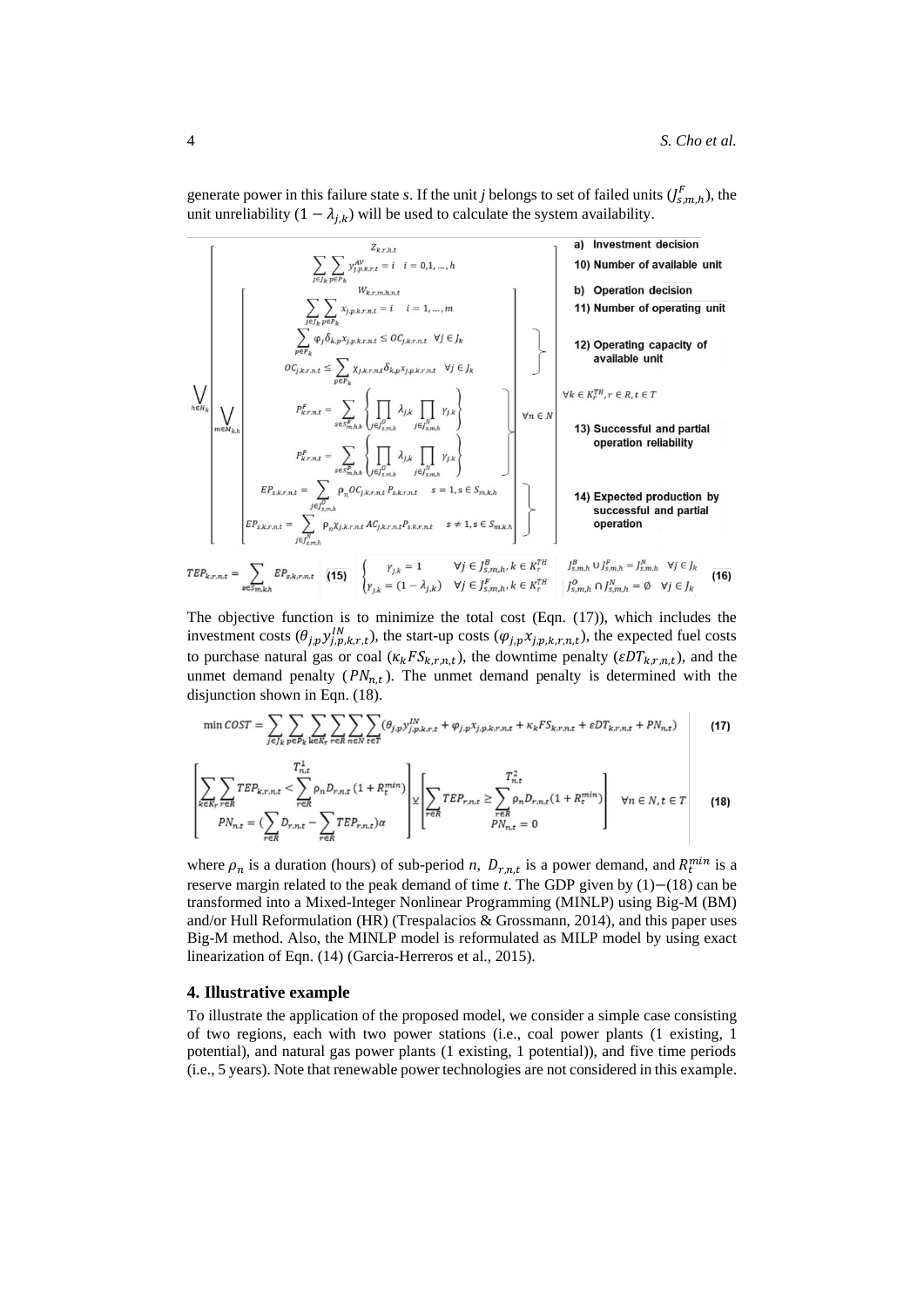generate power in this failure state *s*. If the unit *j* belongs to set of failed units ($J^F_{s,m,h}$), the unit unreliability $(1-\lambda_{j,k})$ will be used to calculate the system availability.

$$
\bigvee_{h \in N_k}
\left[
\begin{array}{c}
Z_{k,r,h,t} \\
\sum_{j \in J_k} \sum_{p \in P_k} y^{AV}_{j,p,k,r,t} = i \quad i = 0,1,\dots,h \\
\bigvee_{m \in M_{k,h}}
\left[
\begin{array}{c}
W_{k,r,m,h,n,t} \\
\sum_{j \in J_k} \sum_{p \in P_k} x_{j,p,k,r,n,t} = i \quad i = 1,\dots,m \\
\sum_{p \in P_k} \varphi_j \delta_{k,p} x_{j,p,k,r,n,t} \le OC_{j,k,r,n,t} \quad \forall j \in J_k \\
OC_{j,k,r,n,t} \le \sum_{p \in P_k} \chi_{j,k,r,n,t} \delta_{k,p} x_{j,p,k,r,n,t} \quad \forall j \in J_k \\
P^F_{k,r,n,t} = \sum_{s \in S^F_{m,h,k}} \left\{ \prod_{j \in J^O_{s,m,h}} \lambda_{j,k} \prod_{j \in J^N_{s,m,h}} \gamma_{j,k} \right\} \\
P^P_{k,r,n,t} = \sum_{s \in S^P_{m,h,k}} \left\{ \prod_{j \in J^O_{s,m,h}} \lambda_{j,k} \prod_{j \in J^N_{s,m,h}} \gamma_{j,k} \right\} \\
EP_{s,k,r,n,t} = \sum_{j \in J^O_{s,m,h}} \rho_n OC_{j,k,r,n,t} P_{s,k,r,n,t} \quad s = 1, s \in S_{m,k,h} \\
EP_{s,k,r,n,t} = \sum_{j \in J^N_{s,m,h}} \rho_n \chi_{j,k,r,n,t} AC_{j,k,r,n,t} P_{s,k,r,n,t} \quad s \ne 1, s \in S_{m,k,h}
\end{array}
\right] \forall n \in N
\end{array}
\right] \forall k \in K^{TH}_r, r \in R, t \in T
$$

a) Investment decision

10) Number of available unit

b) Operation decision

11) Number of operating unit

12) Operating capacity of available unit

13) Successful and partial operation reliability

14) Expected production by successful and partial operation

$$
TEP_{k,r,n,t} = \sum_{s \in S_{m,k,h}} EP_{s,k,r,n,t} \qquad (15)
$$

$$
\begin{cases}
\gamma_{j,k} = 1 & \forall j \in J^B_{s,m,h}, k \in K^{TH}_r \\
\gamma_{j,k} = (1-\lambda_{j,k}) & \forall j \in J^F_{s,m,h}, k \in K^{TH}_r
\end{cases}
\quad
\begin{array}{l}
J^B_{s,m,h} \cup J^F_{s,m,h} = J^N_{s,m,h} \quad \forall j \in J_k \\
J^O_{s,m,h} \cap J^N_{s,m,h} = \emptyset \quad \forall j \in J_k
\end{array}
\qquad (16)
$$

The objective function is to minimize the total cost (Eqn. (17)), which includes the investment costs ($\theta_{j,p} y^{IN}_{j,p,k,r,t}$), the start-up costs ($\varphi_{j,p} x_{j,p,k,r,n,t}$), the expected fuel costs to purchase natural gas or coal ($\kappa_k FS_{k,r,n,t}$), the downtime penalty ($\varepsilon DT_{k,r,n,t}$), and the unmet demand penalty ($PN_{n,t}$). The unmet demand penalty is determined with the disjunction shown in Eqn. (18).

$$
\min COST = \sum_{j \in J_k} \sum_{p \in P_k} \sum_{k \in K_r} \sum_{r \in R} \sum_{n \in N} \sum_{t \in T} \left( \theta_{j,p} y^{IN}_{j,p,k,r,t} + \varphi_{j,p} x_{j,p,k,r,n,t} + \kappa_k FS_{k,r,n,t} + \varepsilon DT_{k,r,n,t} + PN_{n,t} \right) \qquad (17)
$$

$$
\left[
\begin{array}{c}
T^1_{n,t} \\
\sum_{k \in K_r} \sum_{r \in R} TEP_{k,r,n,t} < \sum_{r \in R} \rho_n D_{r,n,t} (1 + R^{min}_t) \\
PN_{n,t} = \left( \sum_{r \in R} D_{r,n,t} - \sum_{r \in R} TEP_{r,n,t} \right) \alpha
\end{array}
\right]
\veebar
\left[
\begin{array}{c}
T^2_{n,t} \\
\sum_{r \in R} TEP_{r,n,t} \ge \sum_{r \in R} \rho_n D_{r,n,t} (1 + R^{min}_t) \\
PN_{n,t} = 0
\end{array}
\right]
\quad \forall n \in N, t \in T \qquad (18)
$$

where $\rho_n$ is a duration (hours) of sub-period $n$, $D_{r,n,t}$ is a power demand, and $R^{min}_t$ is a reserve margin related to the peak demand of time $t$. The GDP given by (1)−(18) can be transformed into a Mixed-Integer Nonlinear Programming (MINLP) using Big-M (BM) and/or Hull Reformulation (HR) (Trespalacios & Grossmann, 2014), and this paper uses Big-M method. Also, the MINLP model is reformulated as MILP model by using exact linearization of Eqn. (14) (Garcia-Herreros et al., 2015).

## 4. Illustrative example

To illustrate the application of the proposed model, we consider a simple case consisting of two regions, each with two power stations (i.e., coal power plants (1 existing, 1 potential), and natural gas power plants (1 existing, 1 potential)), and five time periods (i.e., 5 years). Note that renewable power technologies are not considered in this example.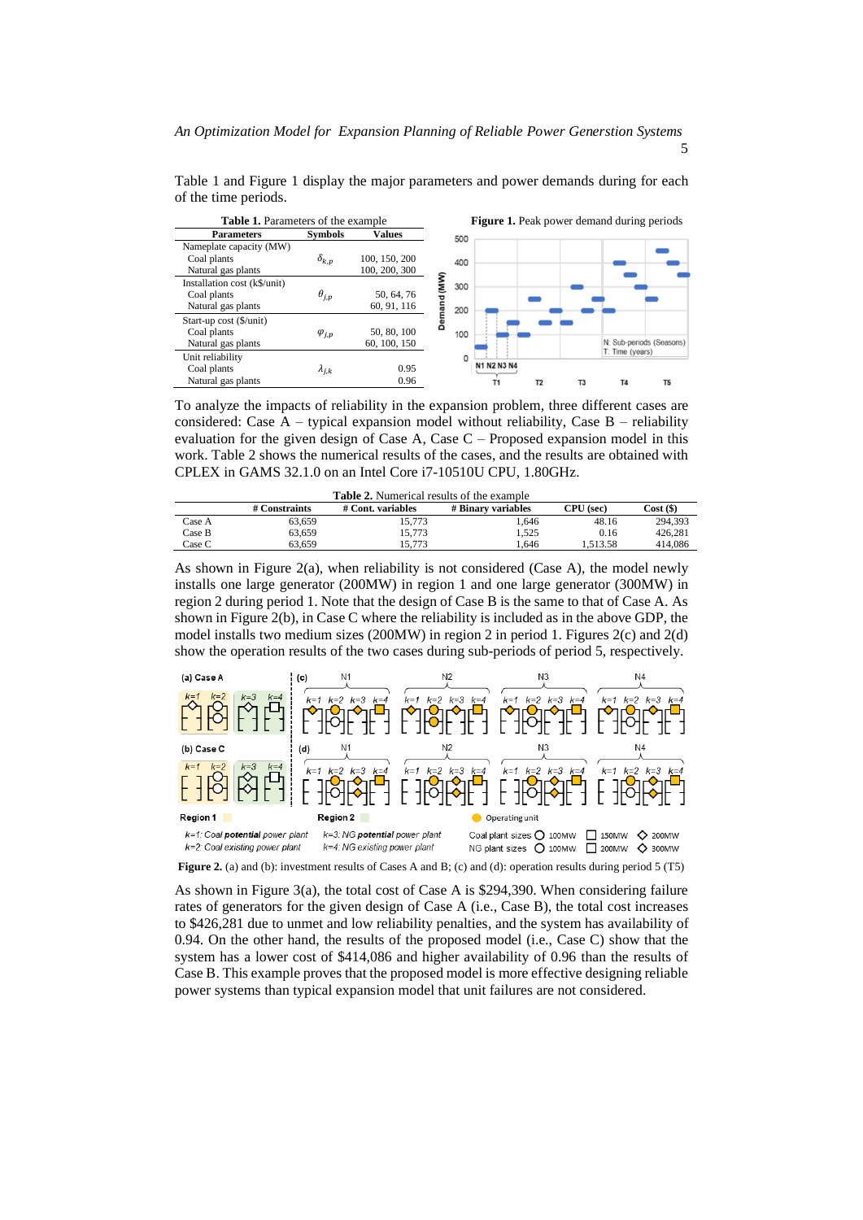Table 1 and Figure 1 display the major parameters and power demands during for each of the time periods.

**Table 1.** Parameters of the example

| Parameters | Symbols | Values |
|---|---|---|
| Nameplate capacity (MW) | | |
| Coal plants | $\delta_{k,p}$ | 100, 150, 200 |
| Natural gas plants | | 100, 200, 300 |
| Installation cost (k$/unit) | | |
| Coal plants | $\theta_{j,p}$ | 50, 64, 76 |
| Natural gas plants | | 60, 91, 116 |
| Start-up cost ($/unit) | | |
| Coal plants | $\varphi_{j,p}$ | 50, 80, 100 |
| Natural gas plants | | 60, 100, 150 |
| Unit reliability | | |
| Coal plants | $\lambda_{j,k}$ | 0.95 |
| Natural gas plants | | 0.96 |

**Figure 1.** Peak power demand during periods

To analyze the impacts of reliability in the expansion problem, three different cases are considered: Case A – typical expansion model without reliability, Case B – reliability evaluation for the given design of Case A, Case C – Proposed expansion model in this work. Table 2 shows the numerical results of the cases, and the results are obtained with CPLEX in GAMS 32.1.0 on an Intel Core i7-10510U CPU, 1.80GHz.

**Table 2.** Numerical results of the example

| | # Constraints | # Cont. variables | # Binary variables | CPU (sec) | Cost ($) |
|---|---|---|---|---|---|
| Case A | 63,659 | 15,773 | 1,646 | 48.16 | 294,393 |
| Case B | 63,659 | 15,773 | 1,525 | 0.16 | 426,281 |
| Case C | 63,659 | 15,773 | 1,646 | 1,513.58 | 414,086 |

As shown in Figure 2(a), when reliability is not considered (Case A), the model newly installs one large generator (200MW) in region 1 and one large generator (300MW) in region 2 during period 1. Note that the design of Case B is the same to that of Case A. As shown in Figure 2(b), in Case C where the reliability is included as in the above GDP, the model installs two medium sizes (200MW) in region 2 in period 1. Figures 2(c) and 2(d) show the operation results of the two cases during sub-periods of period 5, respectively.

**Figure 2.** (a) and (b): investment results of Cases A and B; (c) and (d): operation results during period 5 (T5)

As shown in Figure 3(a), the total cost of Case A is $294,390. When considering failure rates of generators for the given design of Case A (i.e., Case B), the total cost increases to $426,281 due to unmet and low reliability penalties, and the system has availability of 0.94. On the other hand, the results of the proposed model (i.e., Case C) show that the system has a lower cost of $414,086 and higher availability of 0.96 than the results of Case B. This example proves that the proposed model is more effective designing reliable power systems than typical expansion model that unit failures are not considered.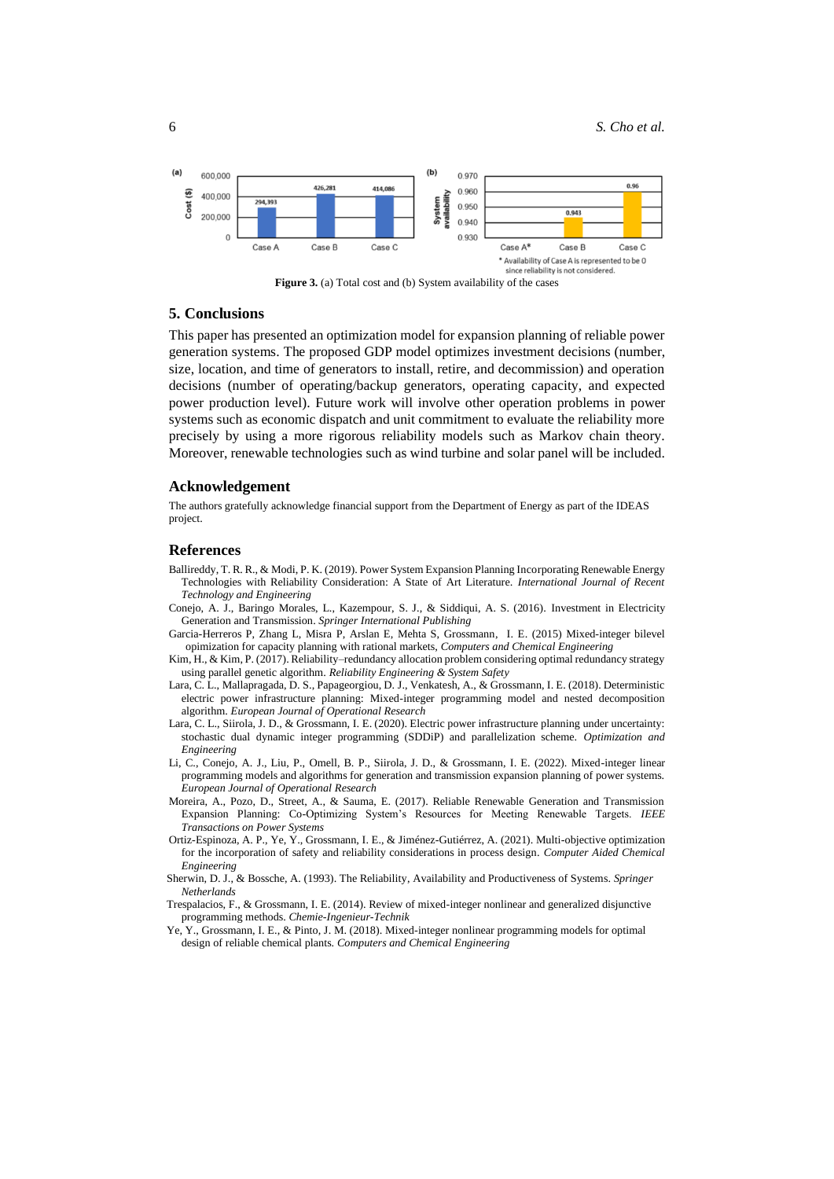(a)
Cost ($)
600,000
400,000
200,000
0
294,393
426,281
414,086
Case A
Case B
Case C

(b)
System availability
0.970
0.960
0.950
0.940
0.930
0.943
0.96
Case A*
Case B
Case C
* Availability of Case A is represented to be 0 since reliability is not considered.

**Figure 3.** (a) Total cost and (b) System availability of the cases

## 5. Conclusions

This paper has presented an optimization model for expansion planning of reliable power generation systems. The proposed GDP model optimizes investment decisions (number, size, location, and time of generators to install, retire, and decommission) and operation decisions (number of operating/backup generators, operating capacity, and expected power production level). Future work will involve other operation problems in power systems such as economic dispatch and unit commitment to evaluate the reliability more precisely by using a more rigorous reliability models such as Markov chain theory. Moreover, renewable technologies such as wind turbine and solar panel will be included.

## Acknowledgement

The authors gratefully acknowledge financial support from the Department of Energy as part of the IDEAS project.

## References

Ballireddy, T. R. R., & Modi, P. K. (2019). Power System Expansion Planning Incorporating Renewable Energy Technologies with Reliability Consideration: A State of Art Literature. *International Journal of Recent Technology and Engineering*

Conejo, A. J., Baringo Morales, L., Kazempour, S. J., & Siddiqui, A. S. (2016). Investment in Electricity Generation and Transmission. *Springer International Publishing*

Garcia-Herreros P, Zhang L, Misra P, Arslan E, Mehta S, Grossmann, I. E. (2015) Mixed-integer bilevel opimization for capacity planning with rational markets, *Computers and Chemical Engineering*

Kim, H., & Kim, P. (2017). Reliability–redundancy allocation problem considering optimal redundancy strategy using parallel genetic algorithm. *Reliability Engineering & System Safety*

Lara, C. L., Mallapragada, D. S., Papageorgiou, D. J., Venkatesh, A., & Grossmann, I. E. (2018). Deterministic electric power infrastructure planning: Mixed-integer programming model and nested decomposition algorithm. *European Journal of Operational Research*

Lara, C. L., Siirola, J. D., & Grossmann, I. E. (2020). Electric power infrastructure planning under uncertainty: stochastic dual dynamic integer programming (SDDiP) and parallelization scheme. *Optimization and Engineering*

Li, C., Conejo, A. J., Liu, P., Omell, B. P., Siirola, J. D., & Grossmann, I. E. (2022). Mixed-integer linear programming models and algorithms for generation and transmission expansion planning of power systems. *European Journal of Operational Research*

Moreira, A., Pozo, D., Street, A., & Sauma, E. (2017). Reliable Renewable Generation and Transmission Expansion Planning: Co-Optimizing System's Resources for Meeting Renewable Targets. *IEEE Transactions on Power Systems*

Ortiz-Espinoza, A. P., Ye, Y., Grossmann, I. E., & Jiménez-Gutiérrez, A. (2021). Multi-objective optimization for the incorporation of safety and reliability considerations in process design. *Computer Aided Chemical Engineering*

Sherwin, D. J., & Bossche, A. (1993). The Reliability, Availability and Productiveness of Systems. *Springer Netherlands*

Trespalacios, F., & Grossmann, I. E. (2014). Review of mixed-integer nonlinear and generalized disjunctive programming methods. *Chemie-Ingenieur-Technik*

Ye, Y., Grossmann, I. E., & Pinto, J. M. (2018). Mixed-integer nonlinear programming models for optimal design of reliable chemical plants. *Computers and Chemical Engineering*